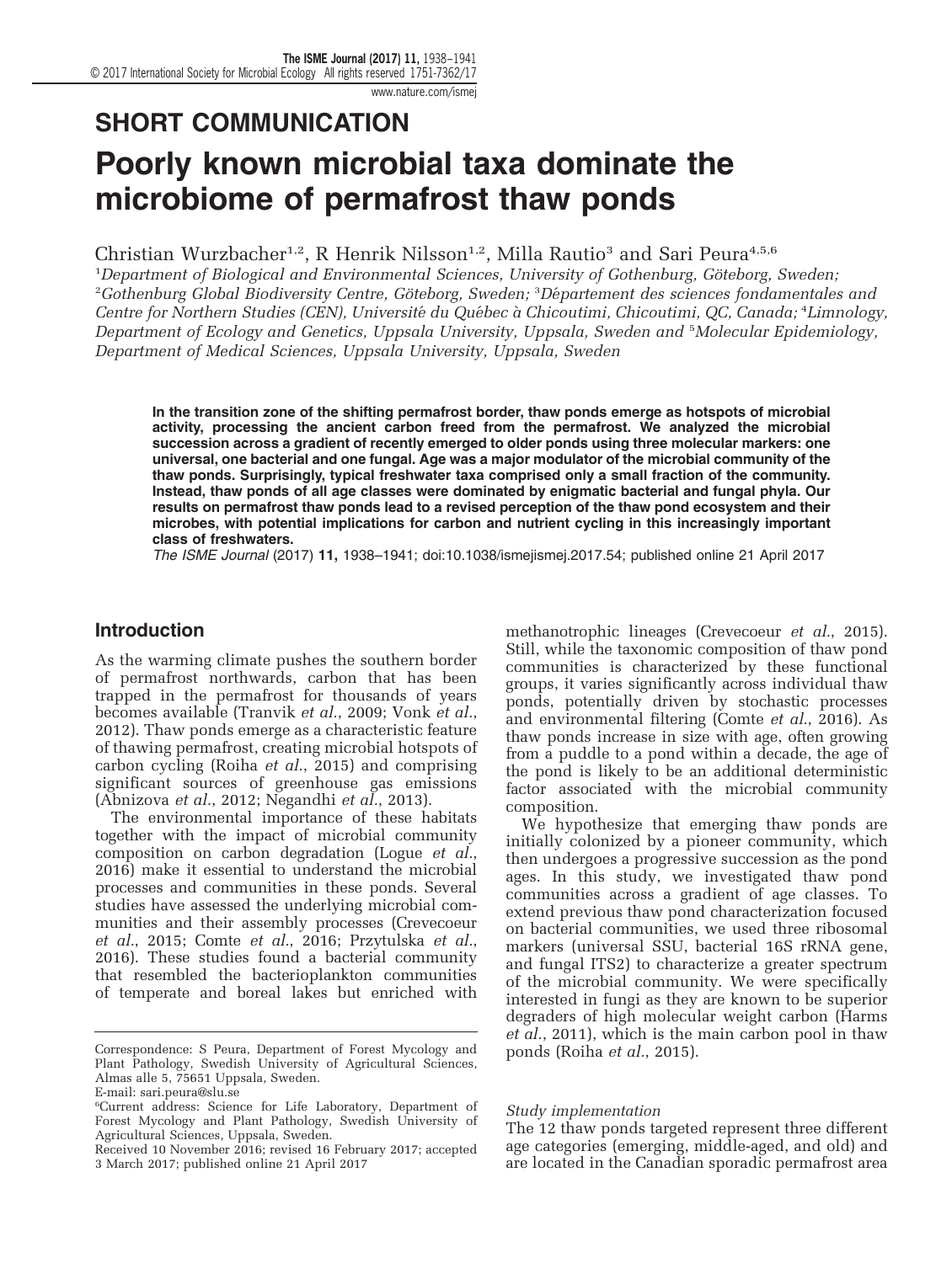## SHORT COMMUNICATION

# Poorly known microbial taxa dominate the microbiome of permafrost thaw ponds

Christian Wurzbacher[1,2], R Henrik Nilsson[1,2], Milla Rautio[3] and Sari Peura[4,5,6]

[1]*Department of Biological and Environmental Sciences, University of Gothenburg, Göteborg, Sweden;* [2]*Gothenburg Global Biodiversity Centre, Göteborg, Sweden;* [3]*Département des sciences fondamentales and Centre for Northern Studies (CEN), Université du Québec à Chicoutimi, Chicoutimi, QC, Canada;* [4]*Limnology, Department of Ecology and Genetics, Uppsala University, Uppsala, Sweden and* [5]*Molecular Epidemiology, Department of Medical Sciences, Uppsala University, Uppsala, Sweden*

**In the transition zone of the shifting permafrost border, thaw ponds emerge as hotspots of microbial activity, processing the ancient carbon freed from the permafrost. We analyzed the microbial succession across a gradient of recently emerged to older ponds using three molecular markers: one universal, one bacterial and one fungal. Age was a major modulator of the microbial community of the thaw ponds. Surprisingly, typical freshwater taxa comprised only a small fraction of the community. Instead, thaw ponds of all age classes were dominated by enigmatic bacterial and fungal phyla. Our results on permafrost thaw ponds lead to a revised perception of the thaw pond ecosystem and their microbes, with potential implications for carbon and nutrient cycling in this increasingly important class of freshwaters.**

*The ISME Journal* (2017) **11,** 1938–1941; doi:10.1038/ismejismej.2017.54; published online 21 April 2017

## Introduction

As the warming climate pushes the southern border of permafrost northwards, carbon that has been trapped in the permafrost for thousands of years becomes available (Tranvik *et al.*, 2009; Vonk *et al.*, 2012). Thaw ponds emerge as a characteristic feature of thawing permafrost, creating microbial hotspots of carbon cycling (Roiha *et al.*, 2015) and comprising significant sources of greenhouse gas emissions (Abnizova *et al.*, 2012; Negandhi *et al.*, 2013).

The environmental importance of these habitats together with the impact of microbial community composition on carbon degradation (Logue *et al.*, 2016) make it essential to understand the microbial processes and communities in these ponds. Several studies have assessed the underlying microbial communities and their assembly processes (Crevecoeur *et al.*, 2015; Comte *et al.*, 2016; Przytulska *et al.*, 2016). These studies found a bacterial community that resembled the bacterioplankton communities of temperate and boreal lakes but enriched with methanotrophic lineages (Crevecoeur *et al.*, 2015). Still, while the taxonomic composition of thaw pond communities is characterized by these functional groups, it varies significantly across individual thaw ponds, potentially driven by stochastic processes and environmental filtering (Comte *et al.*, 2016). As thaw ponds increase in size with age, often growing from a puddle to a pond within a decade, the age of the pond is likely to be an additional deterministic factor associated with the microbial community composition.

We hypothesize that emerging thaw ponds are initially colonized by a pioneer community, which then undergoes a progressive succession as the pond ages. In this study, we investigated thaw pond communities across a gradient of age classes. To extend previous thaw pond characterization focused on bacterial communities, we used three ribosomal markers (universal SSU, bacterial 16S rRNA gene, and fungal ITS2) to characterize a greater spectrum of the microbial community. We were specifically interested in fungi as they are known to be superior degraders of high molecular weight carbon (Harms *et al.*, 2011), which is the main carbon pool in thaw ponds (Roiha *et al.*, 2015).

### *Study implementation*

The 12 thaw ponds targeted represent three different age categories (emerging, middle-aged, and old) and are located in the Canadian sporadic permafrost area

---

Correspondence: S Peura, Department of Forest Mycology and Plant Pathology, Swedish University of Agricultural Sciences, Almas alle 5, 75651 Uppsala, Sweden.
E-mail: sari.peura@slu.se

[6]Current address: Science for Life Laboratory, Department of Forest Mycology and Plant Pathology, Swedish University of Agricultural Sciences, Uppsala, Sweden.

Received 10 November 2016; revised 16 February 2017; accepted 3 March 2017; published online 21 April 2017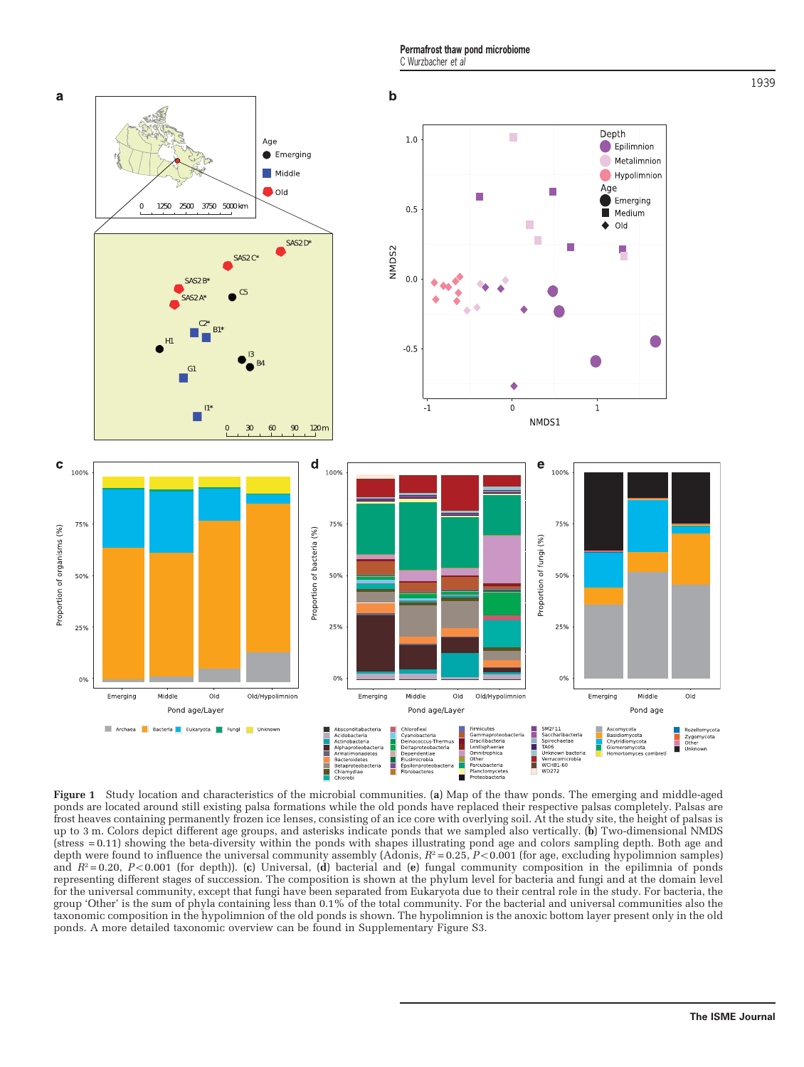**Figure 1** Study location and characteristics of the microbial communities. (**a**) Map of the thaw ponds. The emerging and middle-aged ponds are located around still existing palsa formations while the old ponds have replaced their respective palsas completely. Palsas are frost heaves containing permanently frozen ice lenses, consisting of an ice core with overlying soil. At the study site, the height of palsas is up to 3 m. Colors depict different age groups, and asterisks indicate ponds that we sampled also vertically. (**b**) Two-dimensional NMDS (stress = 0.11) showing the beta-diversity within the ponds with shapes illustrating pond age and colors sampling depth. Both age and depth were found to influence the universal community assembly (Adonis, $R^2 = 0.25$, $P < 0.001$ (for age, excluding hypolimnion samples) and $R^2 = 0.20$, $P < 0.001$ (for depth)). (**c**) Universal, (**d**) bacterial and (**e**) fungal community composition in the epilimnia of ponds representing different stages of succession. The composition is shown at the phylum level for bacteria and fungi and at the domain level for the universal community, except that fungi have been separated from Eukaryota due to their central role in the study. For bacteria, the group 'Other' is the sum of phyla containing less than 0.1% of the total community. For the bacterial and universal communities also the taxonomic composition in the hypolimnion of the old ponds is shown. The hypolimnion is the anoxic bottom layer present only in the old ponds. A more detailed taxonomic overview can be found in Supplementary Figure S3.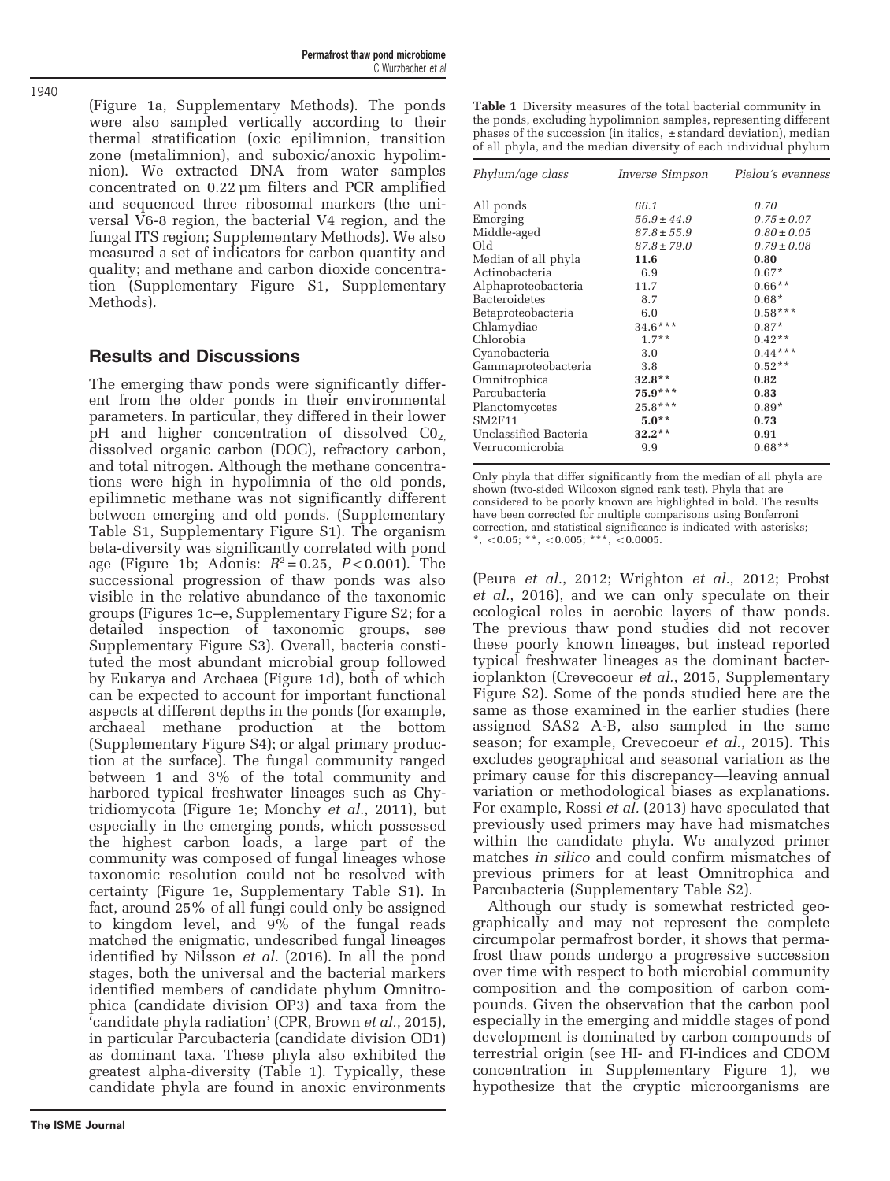(Figure 1a, Supplementary Methods). The ponds were also sampled vertically according to their thermal stratification (oxic epilimnion, transition zone (metalimnion), and suboxic/anoxic hypolimnion). We extracted DNA from water samples concentrated on 0.22 µm filters and PCR amplified and sequenced three ribosomal markers (the universal V6-8 region, the bacterial V4 region, and the fungal ITS region; Supplementary Methods). We also measured a set of indicators for carbon quantity and quality; and methane and carbon dioxide concentration (Supplementary Figure S1, Supplementary Methods).

## Results and Discussions

The emerging thaw ponds were significantly different from the older ponds in their environmental parameters. In particular, they differed in their lower pH and higher concentration of dissolved $CO_2$, dissolved organic carbon (DOC), refractory carbon, and total nitrogen. Although the methane concentrations were high in hypolimnia of the old ponds, epilimnetic methane was not significantly different between emerging and old ponds. (Supplementary Table S1, Supplementary Figure S1). The organism beta-diversity was significantly correlated with pond age (Figure 1b; Adonis: $R^2 = 0.25$, $P < 0.001$). The successional progression of thaw ponds was also visible in the relative abundance of the taxonomic groups (Figures 1c–e, Supplementary Figure S2; for a detailed inspection of taxonomic groups, see Supplementary Figure S3). Overall, bacteria constituted the most abundant microbial group followed by Eukarya and Archaea (Figure 1d), both of which can be expected to account for important functional aspects at different depths in the ponds (for example, archaeal methane production at the bottom (Supplementary Figure S4); or algal primary production at the surface). The fungal community ranged between 1 and 3% of the total community and harbored typical freshwater lineages such as Chytridiomycota (Figure 1e; Monchy *et al*., 2011), but especially in the emerging ponds, which possessed the highest carbon loads, a large part of the community was composed of fungal lineages whose taxonomic resolution could not be resolved with certainty (Figure 1e, Supplementary Table S1). In fact, around 25% of all fungi could only be assigned to kingdom level, and 9% of the fungal reads matched the enigmatic, undescribed fungal lineages identified by Nilsson *et al*. (2016). In all the pond stages, both the universal and the bacterial markers identified members of candidate phylum Omnitrophica (candidate division OP3) and taxa from the 'candidate phyla radiation' (CPR, Brown *et al*., 2015), in particular Parcubacteria (candidate division OD1) as dominant taxa. These phyla also exhibited the greatest alpha-diversity (Table 1). Typically, these candidate phyla are found in anoxic environments

**Table 1** Diversity measures of the total bacterial community in the ponds, excluding hypolimnion samples, representing different phases of the succession (in italics, ± standard deviation), median of all phyla, and the median diversity of each individual phylum

| *Phylum/age class* | *Inverse Simpson* | *Pielou´s evenness* |
|---|---|---|
| All ponds | *66.1* | *0.70* |
| Emerging | *56.9 ± 44.9* | *0.75 ± 0.07* |
| Middle-aged | *87.8 ± 55.9* | *0.80 ± 0.05* |
| Old | *87.8 ± 79.0* | *0.79 ± 0.08* |
| Median of all phyla | **11.6** | **0.80** |
| Actinobacteria | 6.9 | 0.67* |
| Alphaproteobacteria | 11.7 | 0.66** |
| Bacteroidetes | 8.7 | 0.68* |
| Betaproteobacteria | 6.0 | 0.58*** |
| Chlamydiae | 34.6*** | 0.87* |
| Chlorobia | 1.7** | 0.42** |
| Cyanobacteria | 3.0 | 0.44*** |
| Gammaproteobacteria | 3.8 | 0.52** |
| Omnitrophica | **32.8**** | **0.82** |
| Parcubacteria | **75.9***** | **0.83** |
| Planctomycetes | 25.8*** | 0.89* |
| SM2F11 | **5.0**** | **0.73** |
| Unclassified Bacteria | **32.2**** | **0.91** |
| Verrucomicrobia | 9.9 | 0.68** |

Only phyla that differ significantly from the median of all phyla are shown (two-sided Wilcoxon signed rank test). Phyla that are considered to be poorly known are highlighted in bold. The results have been corrected for multiple comparisons using Bonferroni correction, and statistical significance is indicated with asterisks; *, <0.05; **, <0.005; ***, <0.0005.

(Peura *et al*., 2012; Wrighton *et al*., 2012; Probst *et al*., 2016), and we can only speculate on their ecological roles in aerobic layers of thaw ponds. The previous thaw pond studies did not recover these poorly known lineages, but instead reported typical freshwater lineages as the dominant bacterioplankton (Crevecoeur *et al*., 2015, Supplementary Figure S2). Some of the ponds studied here are the same as those examined in the earlier studies (here assigned SAS2 A-B, also sampled in the same season; for example, Crevecoeur *et al*., 2015). This excludes geographical and seasonal variation as the primary cause for this discrepancy—leaving annual variation or methodological biases as explanations. For example, Rossi *et al*. (2013) have speculated that previously used primers may have had mismatches within the candidate phyla. We analyzed primer matches *in silico* and could confirm mismatches of previous primers for at least Omnitrophica and Parcubacteria (Supplementary Table S2).

Although our study is somewhat restricted geographically and may not represent the complete circumpolar permafrost border, it shows that permafrost thaw ponds undergo a progressive succession over time with respect to both microbial community composition and the composition of carbon compounds. Given the observation that the carbon pool especially in the emerging and middle stages of pond development is dominated by carbon compounds of terrestrial origin (see HI- and FI-indices and CDOM concentration in Supplementary Figure 1), we hypothesize that the cryptic microorganisms are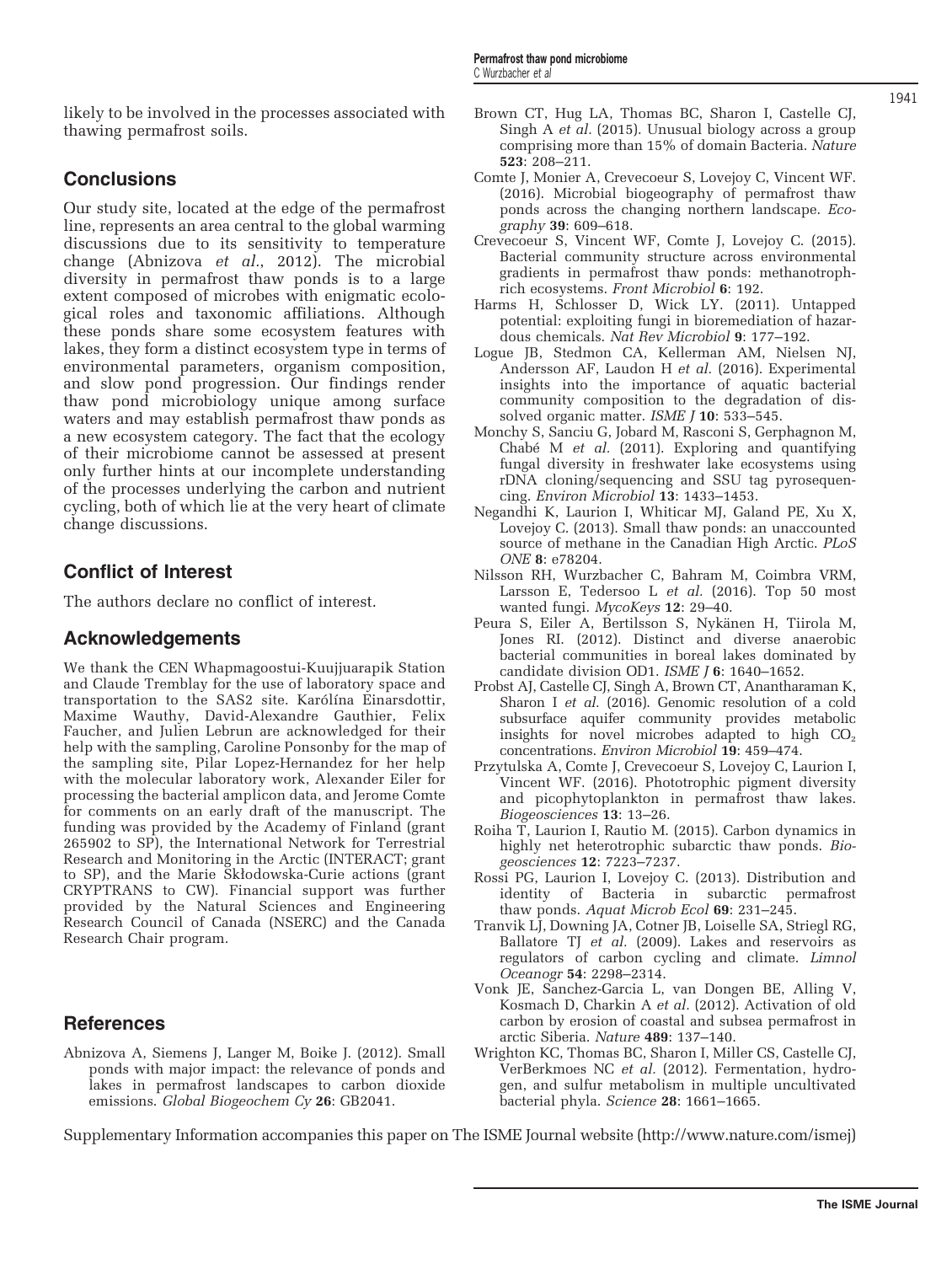likely to be involved in the processes associated with thawing permafrost soils.

## Conclusions

Our study site, located at the edge of the permafrost line, represents an area central to the global warming discussions due to its sensitivity to temperature change (Abnizova *et al.*, 2012). The microbial diversity in permafrost thaw ponds is to a large extent composed of microbes with enigmatic ecological roles and taxonomic affiliations. Although these ponds share some ecosystem features with lakes, they form a distinct ecosystem type in terms of environmental parameters, organism composition, and slow pond progression. Our findings render thaw pond microbiology unique among surface waters and may establish permafrost thaw ponds as a new ecosystem category. The fact that the ecology of their microbiome cannot be assessed at present only further hints at our incomplete understanding of the processes underlying the carbon and nutrient cycling, both of which lie at the very heart of climate change discussions.

## Conflict of Interest

The authors declare no conflict of interest.

## Acknowledgements

We thank the CEN Whapmagoostui-Kuujjuarapik Station and Claude Tremblay for the use of laboratory space and transportation to the SAS2 site. Karólína Einarsdottir, Maxime Wauthy, David-Alexandre Gauthier, Felix Faucher, and Julien Lebrun are acknowledged for their help with the sampling, Caroline Ponsonby for the map of the sampling site, Pilar Lopez-Hernandez for her help with the molecular laboratory work, Alexander Eiler for processing the bacterial amplicon data, and Jerome Comte for comments on an early draft of the manuscript. The funding was provided by the Academy of Finland (grant 265902 to SP), the International Network for Terrestrial Research and Monitoring in the Arctic (INTERACT; grant to SP), and the Marie Skłodowska-Curie actions (grant CRYPTRANS to CW). Financial support was further provided by the Natural Sciences and Engineering Research Council of Canada (NSERC) and the Canada Research Chair program.

## References

Abnizova A, Siemens J, Langer M, Boike J. (2012). Small ponds with major impact: the relevance of ponds and lakes in permafrost landscapes to carbon dioxide emissions. *Global Biogeochem Cy* **26**: GB2041.

Brown CT, Hug LA, Thomas BC, Sharon I, Castelle CJ, Singh A *et al.* (2015). Unusual biology across a group comprising more than 15% of domain Bacteria. *Nature* **523**: 208–211.

Comte J, Monier A, Crevecoeur S, Lovejoy C, Vincent WF. (2016). Microbial biogeography of permafrost thaw ponds across the changing northern landscape. *Ecography* **39**: 609–618.

Crevecoeur S, Vincent WF, Comte J, Lovejoy C. (2015). Bacterial community structure across environmental gradients in permafrost thaw ponds: methanotroph-rich ecosystems. *Front Microbiol* **6**: 192.

Harms H, Schlosser D, Wick LY. (2011). Untapped potential: exploiting fungi in bioremediation of hazardous chemicals. *Nat Rev Microbiol* **9**: 177–192.

Logue JB, Stedmon CA, Kellerman AM, Nielsen NJ, Andersson AF, Laudon H *et al.* (2016). Experimental insights into the importance of aquatic bacterial community composition to the degradation of dissolved organic matter. *ISME J* **10**: 533–545.

Monchy S, Sanciu G, Jobard M, Rasconi S, Gerphagnon M, Chabé M *et al.* (2011). Exploring and quantifying fungal diversity in freshwater lake ecosystems using rDNA cloning/sequencing and SSU tag pyrosequencing. *Environ Microbiol* **13**: 1433–1453.

Negandhi K, Laurion I, Whiticar MJ, Galand PE, Xu X, Lovejoy C. (2013). Small thaw ponds: an unaccounted source of methane in the Canadian High Arctic. *PLoS ONE* **8**: e78204.

Nilsson RH, Wurzbacher C, Bahram M, Coimbra VRM, Larsson E, Tedersoo L *et al.* (2016). Top 50 most wanted fungi. *MycoKeys* **12**: 29–40.

Peura S, Eiler A, Bertilsson S, Nykänen H, Tiirola M, Jones RI. (2012). Distinct and diverse anaerobic bacterial communities in boreal lakes dominated by candidate division OD1. *ISME J* **6**: 1640–1652.

Probst AJ, Castelle CJ, Singh A, Brown CT, Anantharaman K, Sharon I *et al.* (2016). Genomic resolution of a cold subsurface aquifer community provides metabolic insights for novel microbes adapted to high $CO_2$ concentrations. *Environ Microbiol* **19**: 459–474.

Przytulska A, Comte J, Crevecoeur S, Lovejoy C, Laurion I, Vincent WF. (2016). Phototrophic pigment diversity and picophytoplankton in permafrost thaw lakes. *Biogeosciences* **13**: 13–26.

Roiha T, Laurion I, Rautio M. (2015). Carbon dynamics in highly net heterotrophic subarctic thaw ponds. *Biogeosciences* **12**: 7223–7237.

Rossi PG, Laurion I, Lovejoy C. (2013). Distribution and identity of Bacteria in subarctic permafrost thaw ponds. *Aquat Microb Ecol* **69**: 231–245.

Tranvik LJ, Downing JA, Cotner JB, Loiselle SA, Striegl RG, Ballatore TJ *et al.* (2009). Lakes and reservoirs as regulators of carbon cycling and climate. *Limnol Oceanogr* **54**: 2298–2314.

Vonk JE, Sanchez-Garcia L, van Dongen BE, Alling V, Kosmach D, Charkin A *et al.* (2012). Activation of old carbon by erosion of coastal and subsea permafrost in arctic Siberia. *Nature* **489**: 137–140.

Wrighton KC, Thomas BC, Sharon I, Miller CS, Castelle CJ, VerBerkmoes NC *et al.* (2012). Fermentation, hydrogen, and sulfur metabolism in multiple uncultivated bacterial phyla. *Science* **28**: 1661–1665.

Supplementary Information accompanies this paper on The ISME Journal website (http://www.nature.com/ismej)